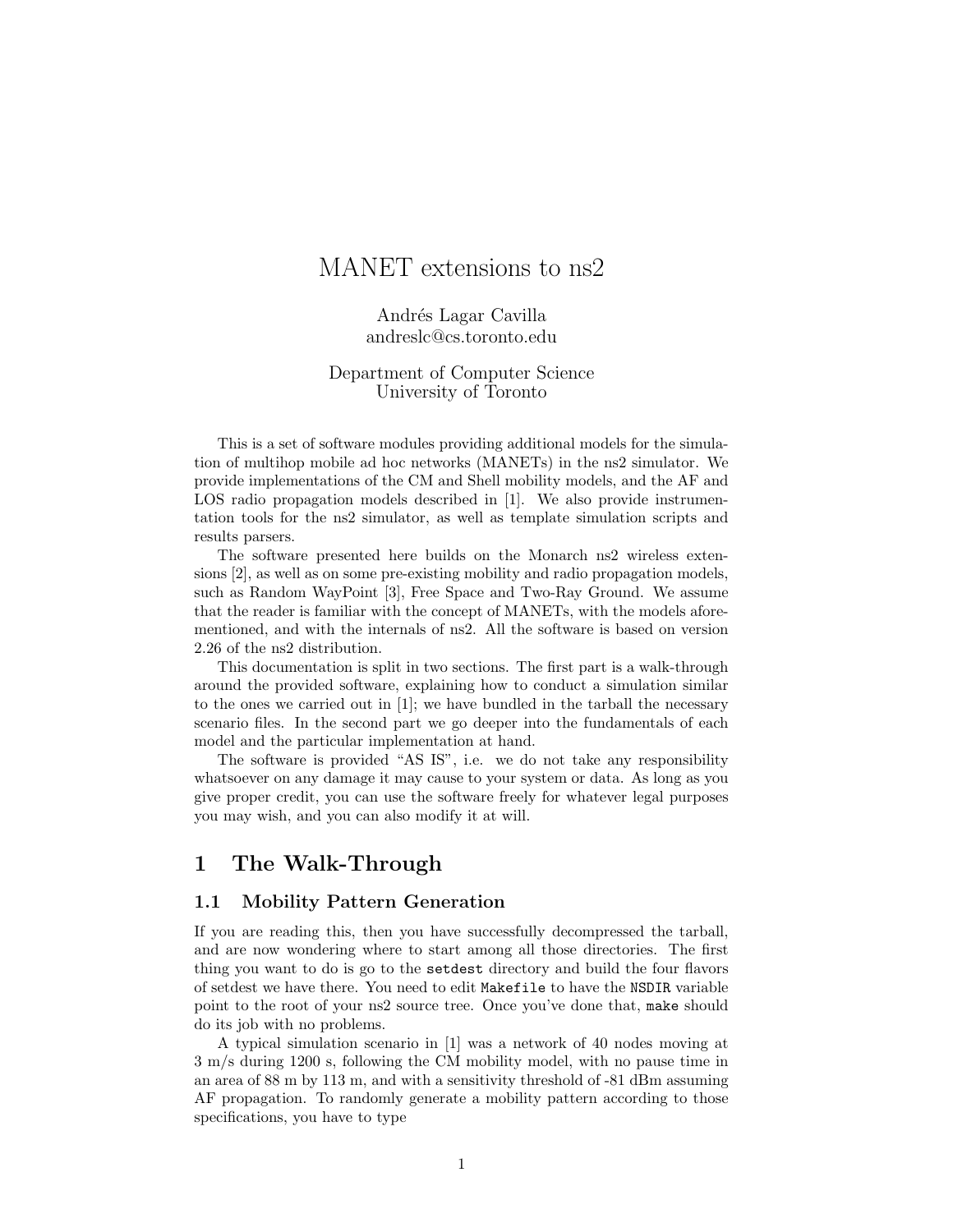# MANET extensions to ns2

Andrés Lagar Cavilla
andreslc@cs.toronto.edu

Department of Computer Science
University of Toronto

This is a set of software modules providing additional models for the simulation of multihop mobile ad hoc networks (MANETs) in the ns2 simulator. We provide implementations of the CM and Shell mobility models, and the AF and LOS radio propagation models described in [1]. We also provide instrumentation tools for the ns2 simulator, as well as template simulation scripts and results parsers.

The software presented here builds on the Monarch ns2 wireless extensions [2], as well as on some pre-existing mobility and radio propagation models, such as Random WayPoint [3], Free Space and Two-Ray Ground. We assume that the reader is familiar with the concept of MANETs, with the models aforementioned, and with the internals of ns2. All the software is based on version 2.26 of the ns2 distribution.

This documentation is split in two sections. The first part is a walk-through around the provided software, explaining how to conduct a simulation similar to the ones we carried out in [1]; we have bundled in the tarball the necessary scenario files. In the second part we go deeper into the fundamentals of each model and the particular implementation at hand.

The software is provided "AS IS", i.e. we do not take any responsibility whatsoever on any damage it may cause to your system or data. As long as you give proper credit, you can use the software freely for whatever legal purposes you may wish, and you can also modify it at will.

## 1 The Walk-Through

### 1.1 Mobility Pattern Generation

If you are reading this, then you have successfully decompressed the tarball, and are now wondering where to start among all those directories. The first thing you want to do is go to the `setdest` directory and build the four flavors of setdest we have there. You need to edit `Makefile` to have the `NSDIR` variable point to the root of your ns2 source tree. Once you've done that, `make` should do its job with no problems.

A typical simulation scenario in [1] was a network of 40 nodes moving at 3 m/s during 1200 s, following the CM mobility model, with no pause time in an area of 88 m by 113 m, and with a sensitivity threshold of -81 dBm assuming AF propagation. To randomly generate a mobility pattern according to those specifications, you have to type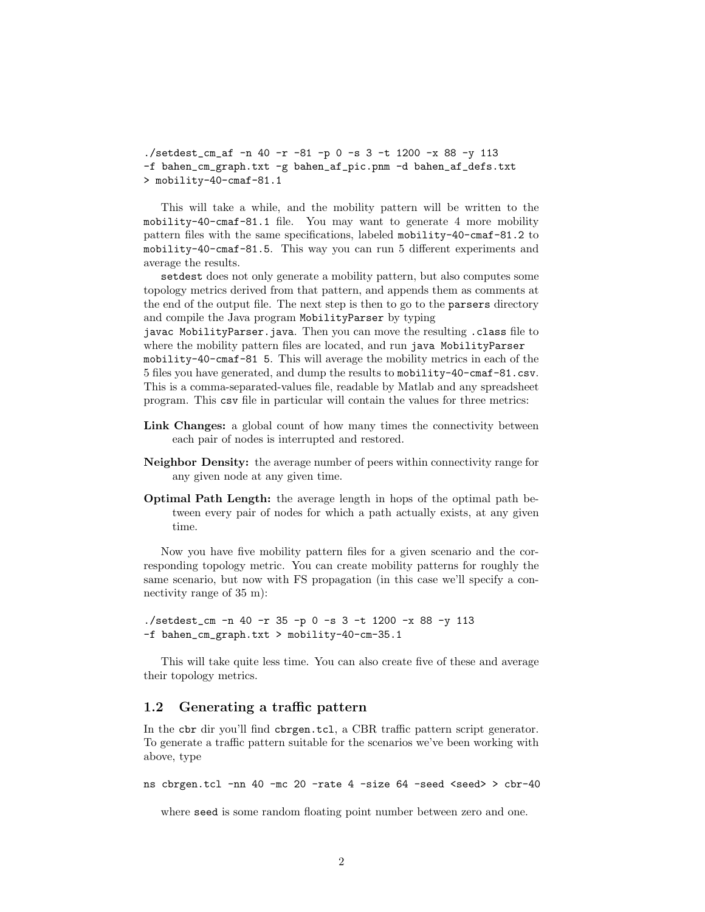```
./setdest_cm_af -n 40 -r -81 -p 0 -s 3 -t 1200 -x 88 -y 113
-f bahen_cm_graph.txt -g bahen_af_pic.pnm -d bahen_af_defs.txt
> mobility-40-cmaf-81.1
```

This will take a while, and the mobility pattern will be written to the `mobility-40-cmaf-81.1` file. You may want to generate 4 more mobility pattern files with the same specifications, labeled `mobility-40-cmaf-81.2` to `mobility-40-cmaf-81.5`. This way you can run 5 different experiments and average the results.

`setdest` does not only generate a mobility pattern, but also computes some topology metrics derived from that pattern, and appends them as comments at the end of the output file. The next step is then to go to the `parsers` directory and compile the Java program `MobilityParser` by typing `javac MobilityParser.java`. Then you can move the resulting `.class` file to where the mobility pattern files are located, and run `java MobilityParser mobility-40-cmaf-81 5`. This will average the mobility metrics in each of the 5 files you have generated, and dump the results to `mobility-40-cmaf-81.csv`. This is a comma-separated-values file, readable by Matlab and any spreadsheet program. This `csv` file in particular will contain the values for three metrics:

**Link Changes:** a global count of how many times the connectivity between each pair of nodes is interrupted and restored.

**Neighbor Density:** the average number of peers within connectivity range for any given node at any given time.

**Optimal Path Length:** the average length in hops of the optimal path between every pair of nodes for which a path actually exists, at any given time.

Now you have five mobility pattern files for a given scenario and the corresponding topology metric. You can create mobility patterns for roughly the same scenario, but now with FS propagation (in this case we'll specify a connectivity range of 35 m):

```
./setdest_cm -n 40 -r 35 -p 0 -s 3 -t 1200 -x 88 -y 113
-f bahen_cm_graph.txt > mobility-40-cm-35.1
```

This will take quite less time. You can also create five of these and average their topology metrics.

## 1.2 Generating a traffic pattern

In the `cbr` dir you'll find `cbrgen.tcl`, a CBR traffic pattern script generator. To generate a traffic pattern suitable for the scenarios we've been working with above, type

```
ns cbrgen.tcl -nn 40 -mc 20 -rate 4 -size 64 -seed <seed> > cbr-40
```

where `seed` is some random floating point number between zero and one.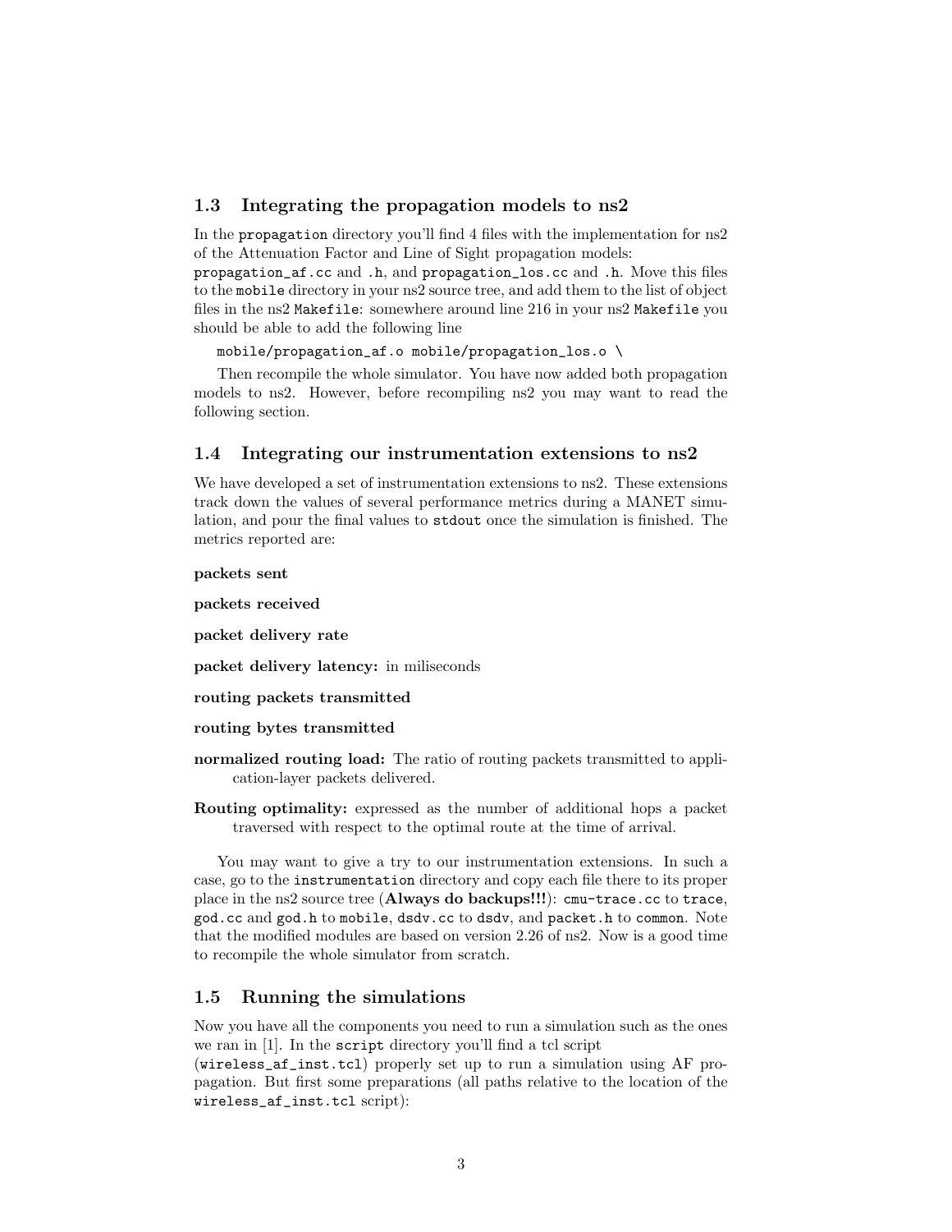## 1.3 Integrating the propagation models to ns2

In the `propagation` directory you'll find 4 files with the implementation for ns2 of the Attenuation Factor and Line of Sight propagation models:
`propagation_af.cc` and `.h`, and `propagation_los.cc` and `.h`. Move this files to the `mobile` directory in your ns2 source tree, and add them to the list of object files in the ns2 `Makefile`: somewhere around line 216 in your ns2 `Makefile` you should be able to add the following line

```
mobile/propagation_af.o mobile/propagation_los.o \
```

Then recompile the whole simulator. You have now added both propagation models to ns2. However, before recompiling ns2 you may want to read the following section.

## 1.4 Integrating our instrumentation extensions to ns2

We have developed a set of instrumentation extensions to ns2. These extensions track down the values of several performance metrics during a MANET simulation, and pour the final values to `stdout` once the simulation is finished. The metrics reported are:

**packets sent**

**packets received**

**packet delivery rate**

**packet delivery latency:** in miliseconds

**routing packets transmitted**

**routing bytes transmitted**

**normalized routing load:** The ratio of routing packets transmitted to application-layer packets delivered.

**Routing optimality:** expressed as the number of additional hops a packet traversed with respect to the optimal route at the time of arrival.

You may want to give a try to our instrumentation extensions. In such a case, go to the `instrumentation` directory and copy each file there to its proper place in the ns2 source tree (**Always do backups!!!**): `cmu-trace.cc` to `trace`, `god.cc` and `god.h` to `mobile`, `dsdv.cc` to `dsdv`, and `packet.h` to `common`. Note that the modified modules are based on version 2.26 of ns2. Now is a good time to recompile the whole simulator from scratch.

## 1.5 Running the simulations

Now you have all the components you need to run a simulation such as the ones we ran in [1]. In the `script` directory you'll find a tcl script (`wireless_af_inst.tcl`) properly set up to run a simulation using AF propagation. But first some preparations (all paths relative to the location of the `wireless_af_inst.tcl` script):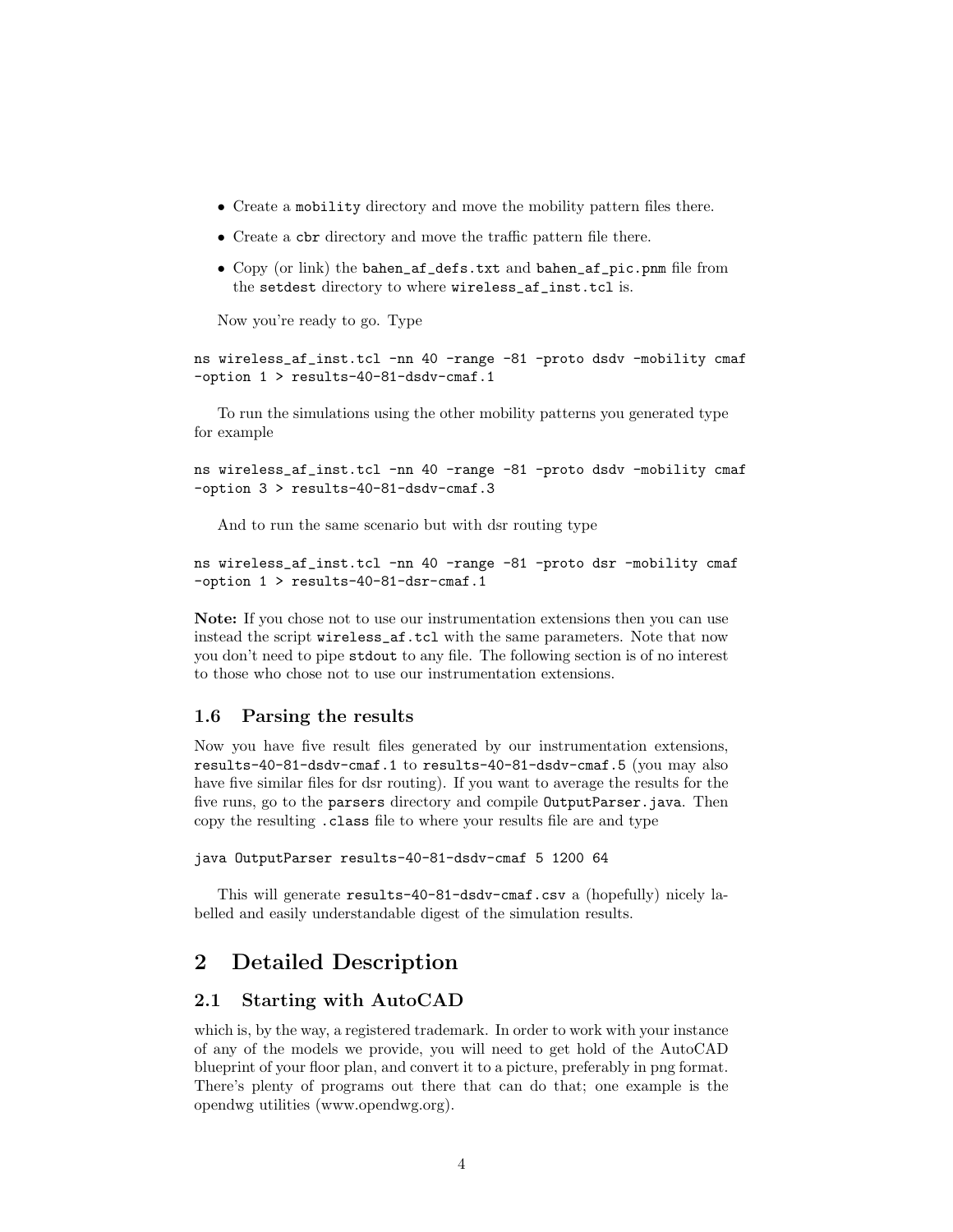- Create a `mobility` directory and move the mobility pattern files there.
- Create a `cbr` directory and move the traffic pattern file there.
- Copy (or link) the `bahen_af_defs.txt` and `bahen_af_pic.pnm` file from the `setdest` directory to where `wireless_af_inst.tcl` is.

Now you're ready to go. Type

```
ns wireless_af_inst.tcl -nn 40 -range -81 -proto dsdv -mobility cmaf
-option 1 > results-40-81-dsdv-cmaf.1
```

To run the simulations using the other mobility patterns you generated type for example

```
ns wireless_af_inst.tcl -nn 40 -range -81 -proto dsdv -mobility cmaf
-option 3 > results-40-81-dsdv-cmaf.3
```

And to run the same scenario but with dsr routing type

```
ns wireless_af_inst.tcl -nn 40 -range -81 -proto dsr -mobility cmaf
-option 1 > results-40-81-dsr-cmaf.1
```

**Note:** If you chose not to use our instrumentation extensions then you can use instead the script `wireless_af.tcl` with the same parameters. Note that now you don't need to pipe `stdout` to any file. The following section is of no interest to those who chose not to use our instrumentation extensions.

### 1.6 Parsing the results

Now you have five result files generated by our instrumentation extensions, `results-40-81-dsdv-cmaf.1` to `results-40-81-dsdv-cmaf.5` (you may also have five similar files for dsr routing). If you want to average the results for the five runs, go to the `parsers` directory and compile `OutputParser.java`. Then copy the resulting `.class` file to where your results file are and type

```
java OutputParser results-40-81-dsdv-cmaf 5 1200 64
```

This will generate `results-40-81-dsdv-cmaf.csv` a (hopefully) nicely labelled and easily understandable digest of the simulation results.

## 2 Detailed Description

### 2.1 Starting with AutoCAD

which is, by the way, a registered trademark. In order to work with your instance of any of the models we provide, you will need to get hold of the AutoCAD blueprint of your floor plan, and convert it to a picture, preferably in png format. There's plenty of programs out there that can do that; one example is the opendwg utilities (www.opendwg.org).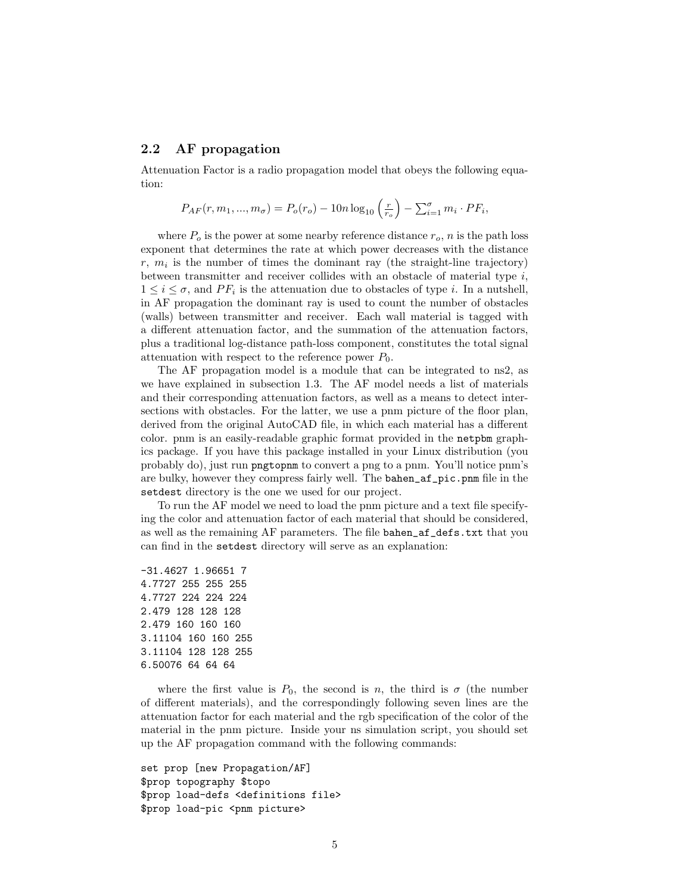## 2.2 AF propagation

Attenuation Factor is a radio propagation model that obeys the following equation:

$$P_{AF}(r, m_1, ..., m_\sigma) = P_o(r_o) - 10n \log_{10}\left(\frac{r}{r_o}\right) - \sum_{i=1}^{\sigma} m_i \cdot PF_i,$$

where $P_o$ is the power at some nearby reference distance $r_o$, $n$ is the path loss exponent that determines the rate at which power decreases with the distance $r$, $m_i$ is the number of times the dominant ray (the straight-line trajectory) between transmitter and receiver collides with an obstacle of material type $i$, $1 \leq i \leq \sigma$, and $PF_i$ is the attenuation due to obstacles of type $i$. In a nutshell, in AF propagation the dominant ray is used to count the number of obstacles (walls) between transmitter and receiver. Each wall material is tagged with a different attenuation factor, and the summation of the attenuation factors, plus a traditional log-distance path-loss component, constitutes the total signal attenuation with respect to the reference power $P_0$.

The AF propagation model is a module that can be integrated to ns2, as we have explained in subsection 1.3. The AF model needs a list of materials and their corresponding attenuation factors, as well as a means to detect intersections with obstacles. For the latter, we use a pnm picture of the floor plan, derived from the original AutoCAD file, in which each material has a different color. pnm is an easily-readable graphic format provided in the `netpbm` graphics package. If you have this package installed in your Linux distribution (you probably do), just run `pngtopnm` to convert a png to a pnm. You'll notice pnm's are bulky, however they compress fairly well. The `bahen_af_pic.pnm` file in the `setdest` directory is the one we used for our project.

To run the AF model we need to load the pnm picture and a text file specifying the color and attenuation factor of each material that should be considered, as well as the remaining AF parameters. The file `bahen_af_defs.txt` that you can find in the `setdest` directory will serve as an explanation:

```
-31.4627 1.96651 7
4.7727 255 255 255
4.7727 224 224 224
2.479 128 128 128
2.479 160 160 160
3.11104 160 160 255
3.11104 128 128 255
6.50076 64 64 64
```

where the first value is $P_0$, the second is $n$, the third is $\sigma$ (the number of different materials), and the correspondingly following seven lines are the attenuation factor for each material and the rgb specification of the color of the material in the pnm picture. Inside your ns simulation script, you should set up the AF propagation command with the following commands:

```
set prop [new Propagation/AF]
$prop topography $topo
$prop load-defs <definitions file>
$prop load-pic <pnm picture>
```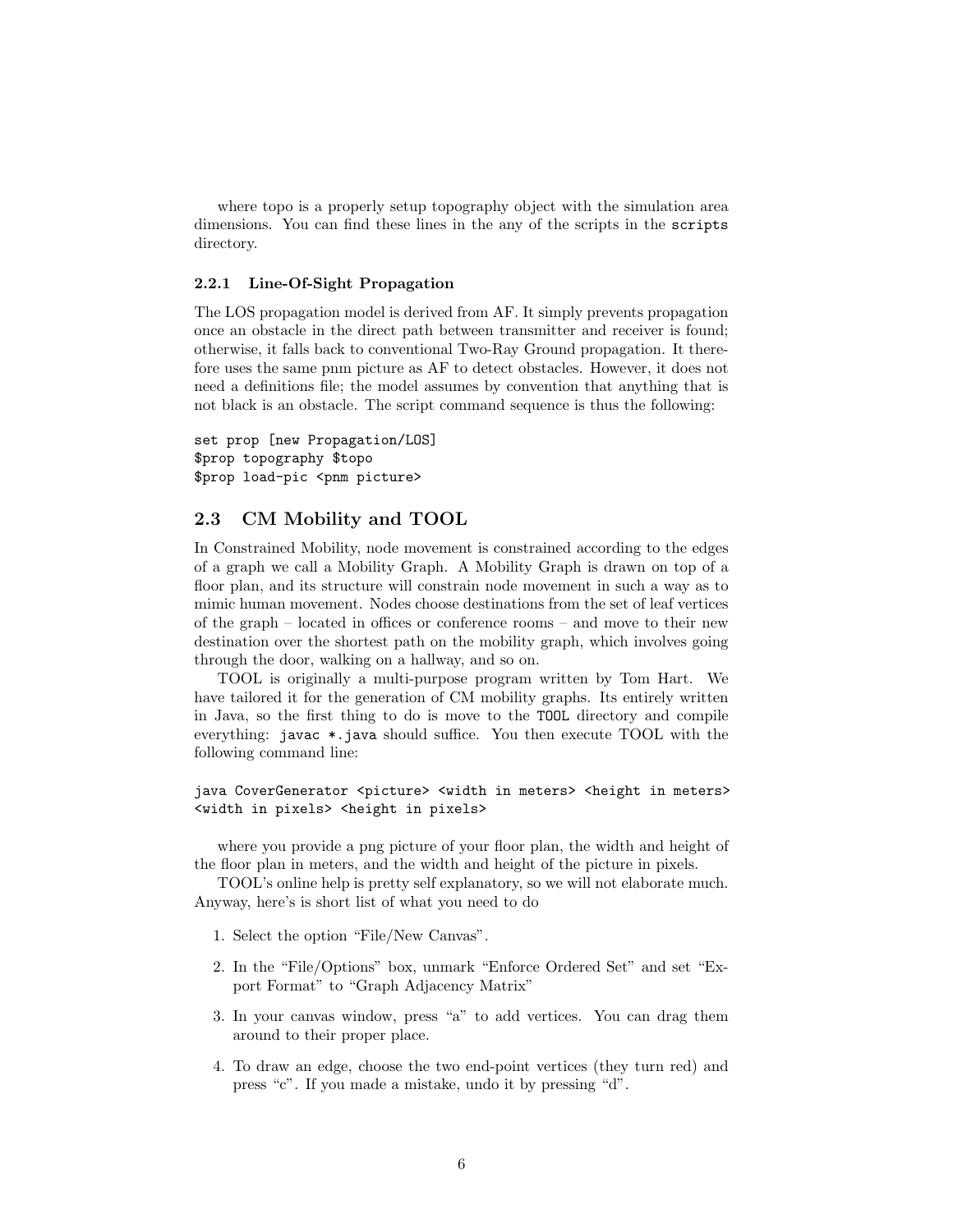where topo is a properly setup topography object with the simulation area dimensions. You can find these lines in the any of the scripts in the `scripts` directory.

#### 2.2.1 Line-Of-Sight Propagation

The LOS propagation model is derived from AF. It simply prevents propagation once an obstacle in the direct path between transmitter and receiver is found; otherwise, it falls back to conventional Two-Ray Ground propagation. It therefore uses the same pnm picture as AF to detect obstacles. However, it does not need a definitions file; the model assumes by convention that anything that is not black is an obstacle. The script command sequence is thus the following:

```
set prop [new Propagation/LOS]
$prop topography $topo
$prop load-pic <pnm picture>
```

### 2.3 CM Mobility and TOOL

In Constrained Mobility, node movement is constrained according to the edges of a graph we call a Mobility Graph. A Mobility Graph is drawn on top of a floor plan, and its structure will constrain node movement in such a way as to mimic human movement. Nodes choose destinations from the set of leaf vertices of the graph – located in offices or conference rooms – and move to their new destination over the shortest path on the mobility graph, which involves going through the door, walking on a hallway, and so on.

TOOL is originally a multi-purpose program written by Tom Hart. We have tailored it for the generation of CM mobility graphs. Its entirely written in Java, so the first thing to do is move to the `TOOL` directory and compile everything: `javac *.java` should suffice. You then execute TOOL with the following command line:

```
java CoverGenerator <picture> <width in meters> <height in meters>
<width in pixels> <height in pixels>
```

where you provide a png picture of your floor plan, the width and height of the floor plan in meters, and the width and height of the picture in pixels.

TOOL's online help is pretty self explanatory, so we will not elaborate much. Anyway, here's is short list of what you need to do

1. Select the option "File/New Canvas".
2. In the "File/Options" box, unmark "Enforce Ordered Set" and set "Export Format" to "Graph Adjacency Matrix"
3. In your canvas window, press "a" to add vertices. You can drag them around to their proper place.
4. To draw an edge, choose the two end-point vertices (they turn red) and press "c". If you made a mistake, undo it by pressing "d".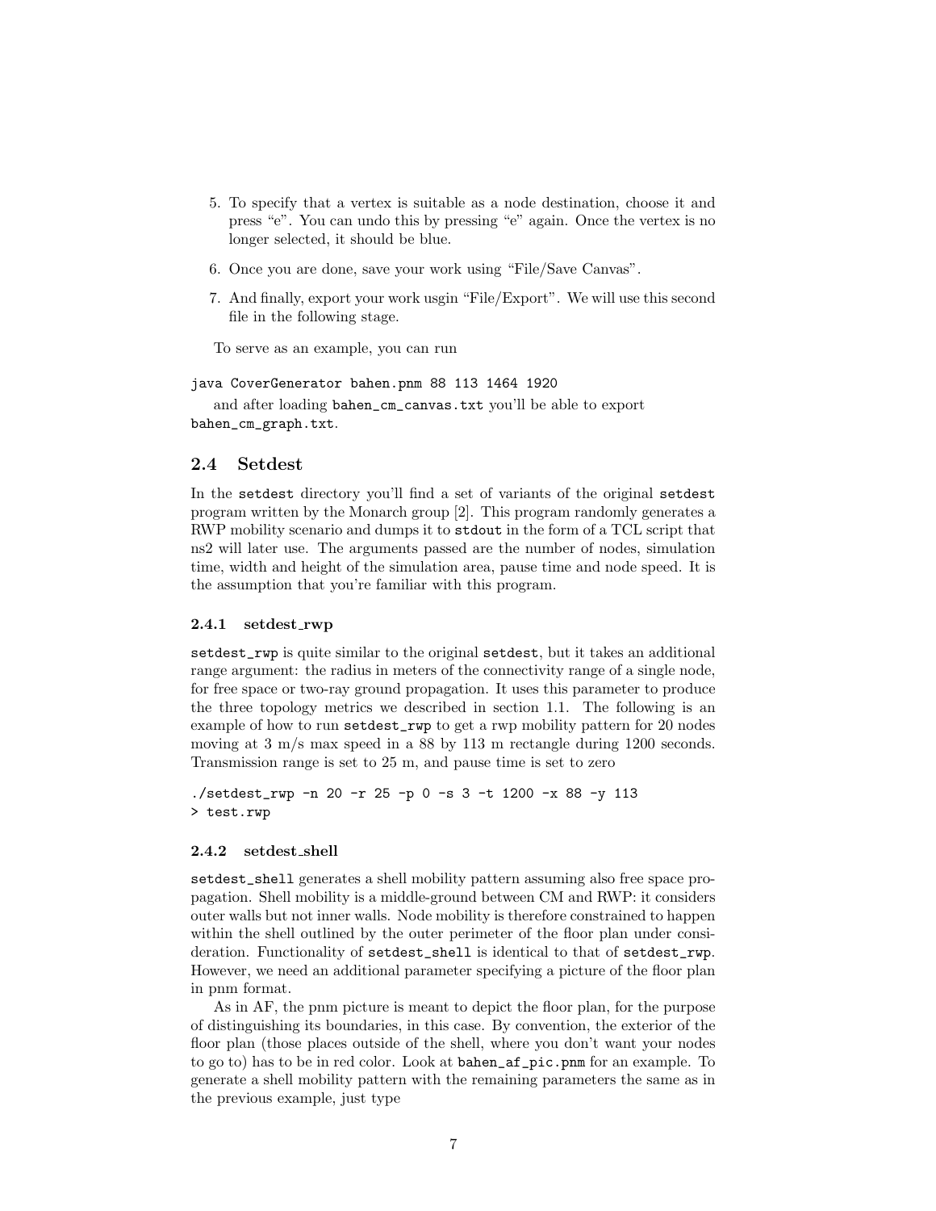5. To specify that a vertex is suitable as a node destination, choose it and press "e". You can undo this by pressing "e" again. Once the vertex is no longer selected, it should be blue.

6. Once you are done, save your work using "File/Save Canvas".

7. And finally, export your work usgin "File/Export". We will use this second file in the following stage.

To serve as an example, you can run

```
java CoverGenerator bahen.pnm 88 113 1464 1920
```

and after loading `bahen_cm_canvas.txt` you'll be able to export `bahen_cm_graph.txt`.

## 2.4 Setdest

In the `setdest` directory you'll find a set of variants of the original `setdest` program written by the Monarch group [2]. This program randomly generates a RWP mobility scenario and dumps it to `stdout` in the form of a TCL script that ns2 will later use. The arguments passed are the number of nodes, simulation time, width and height of the simulation area, pause time and node speed. It is the assumption that you're familiar with this program.

### 2.4.1 setdest_rwp

`setdest_rwp` is quite similar to the original `setdest`, but it takes an additional range argument: the radius in meters of the connectivity range of a single node, for free space or two-ray ground propagation. It uses this parameter to produce the three topology metrics we described in section 1.1. The following is an example of how to run `setdest_rwp` to get a rwp mobility pattern for 20 nodes moving at 3 m/s max speed in a 88 by 113 m rectangle during 1200 seconds. Transmission range is set to 25 m, and pause time is set to zero

```
./setdest_rwp -n 20 -r 25 -p 0 -s 3 -t 1200 -x 88 -y 113
> test.rwp
```

### 2.4.2 setdest_shell

`setdest_shell` generates a shell mobility pattern assuming also free space propagation. Shell mobility is a middle-ground between CM and RWP: it considers outer walls but not inner walls. Node mobility is therefore constrained to happen within the shell outlined by the outer perimeter of the floor plan under consideration. Functionality of `setdest_shell` is identical to that of `setdest_rwp`. However, we need an additional parameter specifying a picture of the floor plan in pnm format.

As in AF, the pnm picture is meant to depict the floor plan, for the purpose of distinguishing its boundaries, in this case. By convention, the exterior of the floor plan (those places outside of the shell, where you don't want your nodes to go to) has to be in red color. Look at `bahen_af_pic.pnm` for an example. To generate a shell mobility pattern with the remaining parameters the same as in the previous example, just type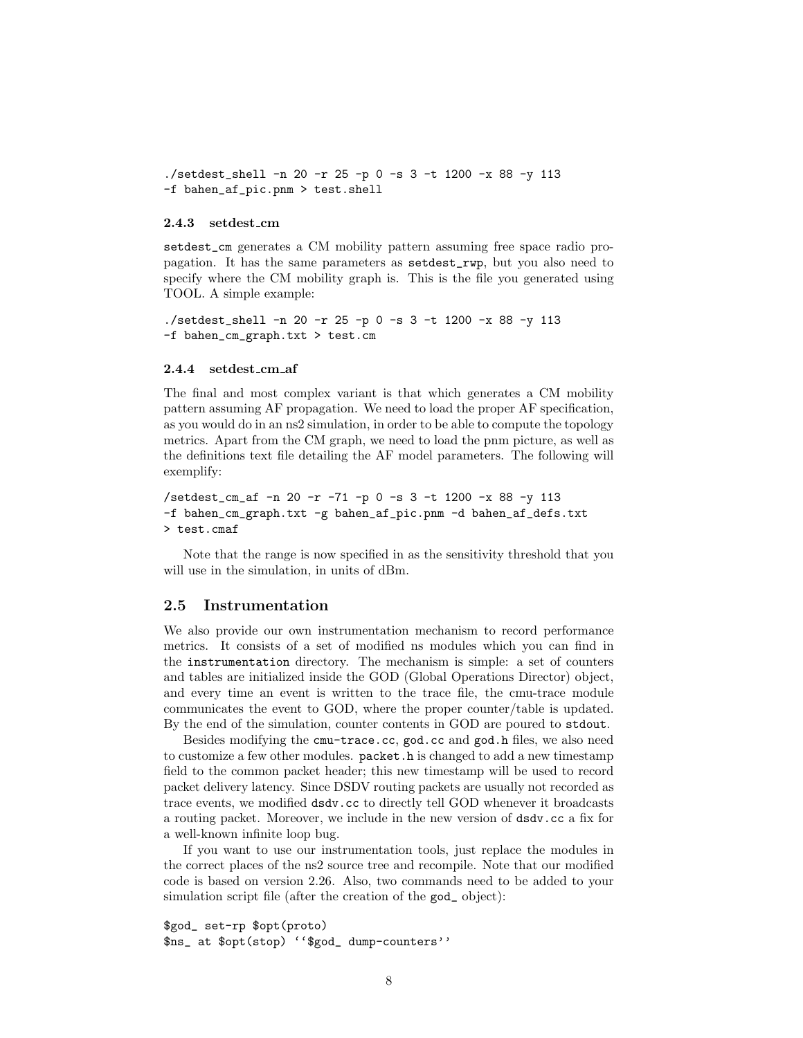```
./setdest_shell -n 20 -r 25 -p 0 -s 3 -t 1200 -x 88 -y 113
-f bahen_af_pic.pnm > test.shell
```

### 2.4.3 setdest_cm

`setdest_cm` generates a CM mobility pattern assuming free space radio propagation. It has the same parameters as `setdest_rwp`, but you also need to specify where the CM mobility graph is. This is the file you generated using TOOL. A simple example:

```
./setdest_shell -n 20 -r 25 -p 0 -s 3 -t 1200 -x 88 -y 113
-f bahen_cm_graph.txt > test.cm
```

### 2.4.4 setdest_cm_af

The final and most complex variant is that which generates a CM mobility pattern assuming AF propagation. We need to load the proper AF specification, as you would do in an ns2 simulation, in order to be able to compute the topology metrics. Apart from the CM graph, we need to load the pnm picture, as well as the definitions text file detailing the AF model parameters. The following will exemplify:

```
/setdest_cm_af -n 20 -r -71 -p 0 -s 3 -t 1200 -x 88 -y 113
-f bahen_cm_graph.txt -g bahen_af_pic.pnm -d bahen_af_defs.txt
> test.cmaf
```

Note that the range is now specified in as the sensitivity threshold that you will use in the simulation, in units of dBm.

## 2.5 Instrumentation

We also provide our own instrumentation mechanism to record performance metrics. It consists of a set of modified ns modules which you can find in the `instrumentation` directory. The mechanism is simple: a set of counters and tables are initialized inside the GOD (Global Operations Director) object, and every time an event is written to the trace file, the cmu-trace module communicates the event to GOD, where the proper counter/table is updated. By the end of the simulation, counter contents in GOD are poured to `stdout`.

Besides modifying the `cmu-trace.cc`, `god.cc` and `god.h` files, we also need to customize a few other modules. `packet.h` is changed to add a new timestamp field to the common packet header; this new timestamp will be used to record packet delivery latency. Since DSDV routing packets are usually not recorded as trace events, we modified `dsdv.cc` to directly tell GOD whenever it broadcasts a routing packet. Moreover, we include in the new version of `dsdv.cc` a fix for a well-known infinite loop bug.

If you want to use our instrumentation tools, just replace the modules in the correct places of the ns2 source tree and recompile. Note that our modified code is based on version 2.26. Also, two commands need to be added to your simulation script file (after the creation of the `god_` object):

```
$god_ set-rp $opt(proto)
$ns_ at $opt(stop) ''$god_ dump-counters''
```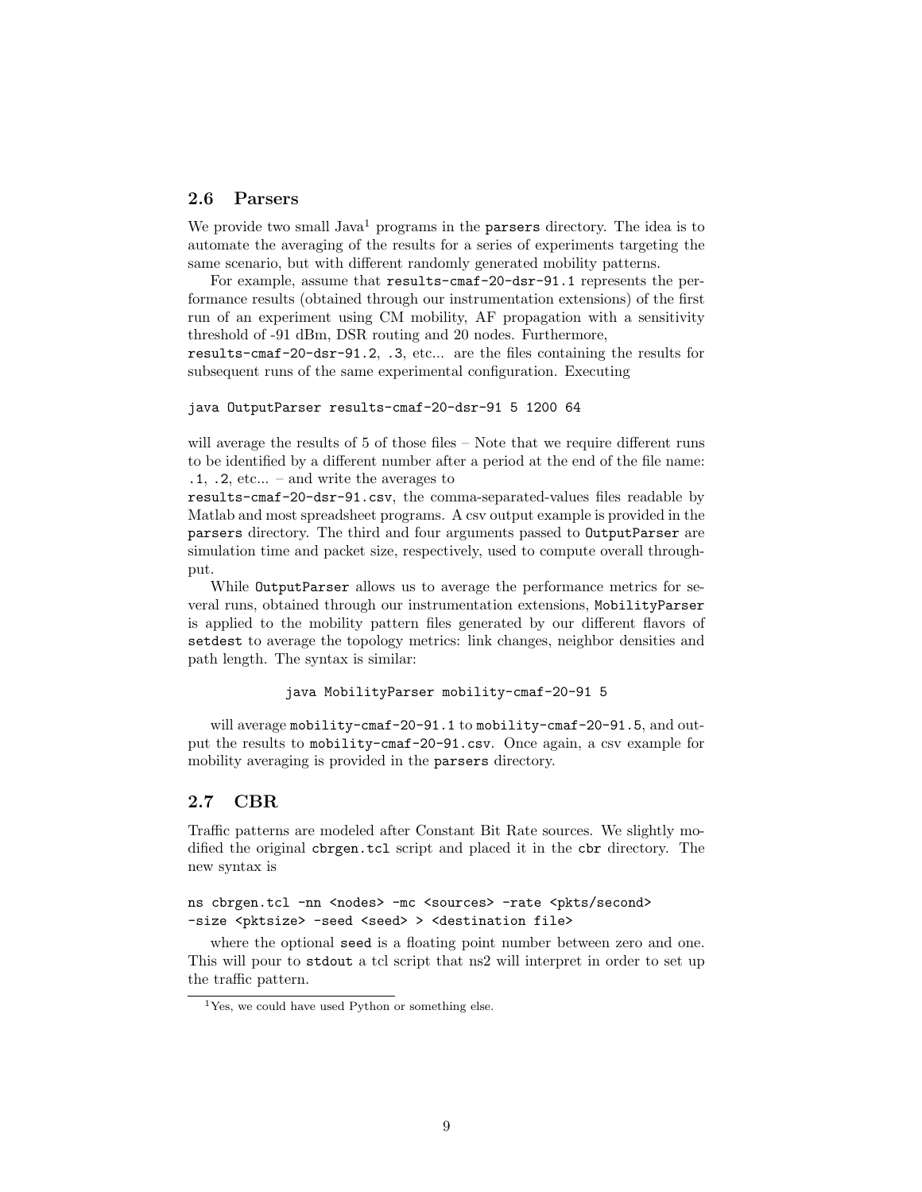### 2.6 Parsers

We provide two small Java[1] programs in the `parsers` directory. The idea is to automate the averaging of the results for a series of experiments targeting the same scenario, but with different randomly generated mobility patterns.

For example, assume that `results-cmaf-20-dsr-91.1` represents the performance results (obtained through our instrumentation extensions) of the first run of an experiment using CM mobility, AF propagation with a sensitivity threshold of -91 dBm, DSR routing and 20 nodes. Furthermore, `results-cmaf-20-dsr-91.2`, `.3`, etc... are the files containing the results for subsequent runs of the same experimental configuration. Executing

```
java OutputParser results-cmaf-20-dsr-91 5 1200 64
```

will average the results of 5 of those files – Note that we require different runs to be identified by a different number after a period at the end of the file name: `.1`, `.2`, etc... – and write the averages to `results-cmaf-20-dsr-91.csv`, the comma-separated-values files readable by Matlab and most spreadsheet programs. A csv output example is provided in the `parsers` directory. The third and four arguments passed to `OutputParser` are simulation time and packet size, respectively, used to compute overall throughput.

While `OutputParser` allows us to average the performance metrics for several runs, obtained through our instrumentation extensions, `MobilityParser` is applied to the mobility pattern files generated by our different flavors of `setdest` to average the topology metrics: link changes, neighbor densities and path length. The syntax is similar:

```
java MobilityParser mobility-cmaf-20-91 5
```

will average `mobility-cmaf-20-91.1` to `mobility-cmaf-20-91.5`, and output the results to `mobility-cmaf-20-91.csv`. Once again, a csv example for mobility averaging is provided in the `parsers` directory.

### 2.7 CBR

Traffic patterns are modeled after Constant Bit Rate sources. We slightly modified the original `cbrgen.tcl` script and placed it in the `cbr` directory. The new syntax is

```
ns cbrgen.tcl -nn <nodes> -mc <sources> -rate <pkts/second>
-size <pktsize> -seed <seed> > <destination file>
```

where the optional `seed` is a floating point number between zero and one. This will pour to `stdout` a tcl script that ns2 will interpret in order to set up the traffic pattern.

[1] Yes, we could have used Python or something else.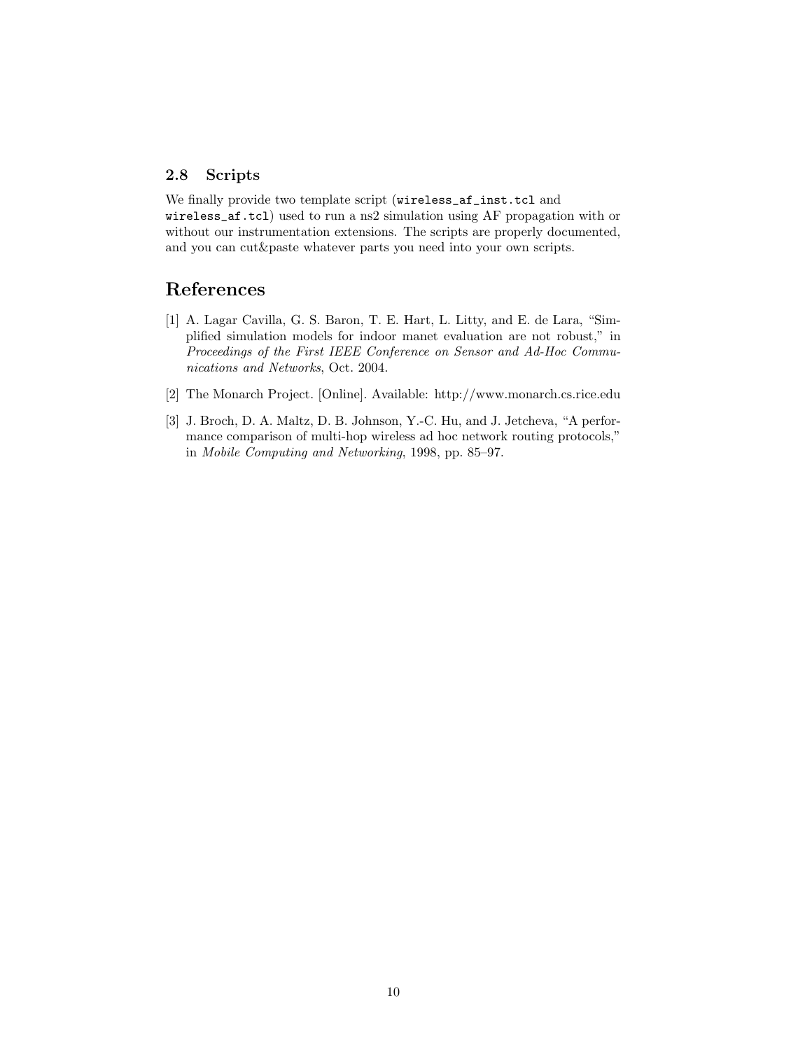### 2.8 Scripts

We finally provide two template script (`wireless_af_inst.tcl` and `wireless_af.tcl`) used to run a ns2 simulation using AF propagation with or without our instrumentation extensions. The scripts are properly documented, and you can cut&paste whatever parts you need into your own scripts.

## References

[1] A. Lagar Cavilla, G. S. Baron, T. E. Hart, L. Litty, and E. de Lara, "Simplified simulation models for indoor manet evaluation are not robust," in *Proceedings of the First IEEE Conference on Sensor and Ad-Hoc Communications and Networks*, Oct. 2004.

[2] The Monarch Project. [Online]. Available: http://www.monarch.cs.rice.edu

[3] J. Broch, D. A. Maltz, D. B. Johnson, Y.-C. Hu, and J. Jetcheva, "A performance comparison of multi-hop wireless ad hoc network routing protocols," in *Mobile Computing and Networking*, 1998, pp. 85–97.